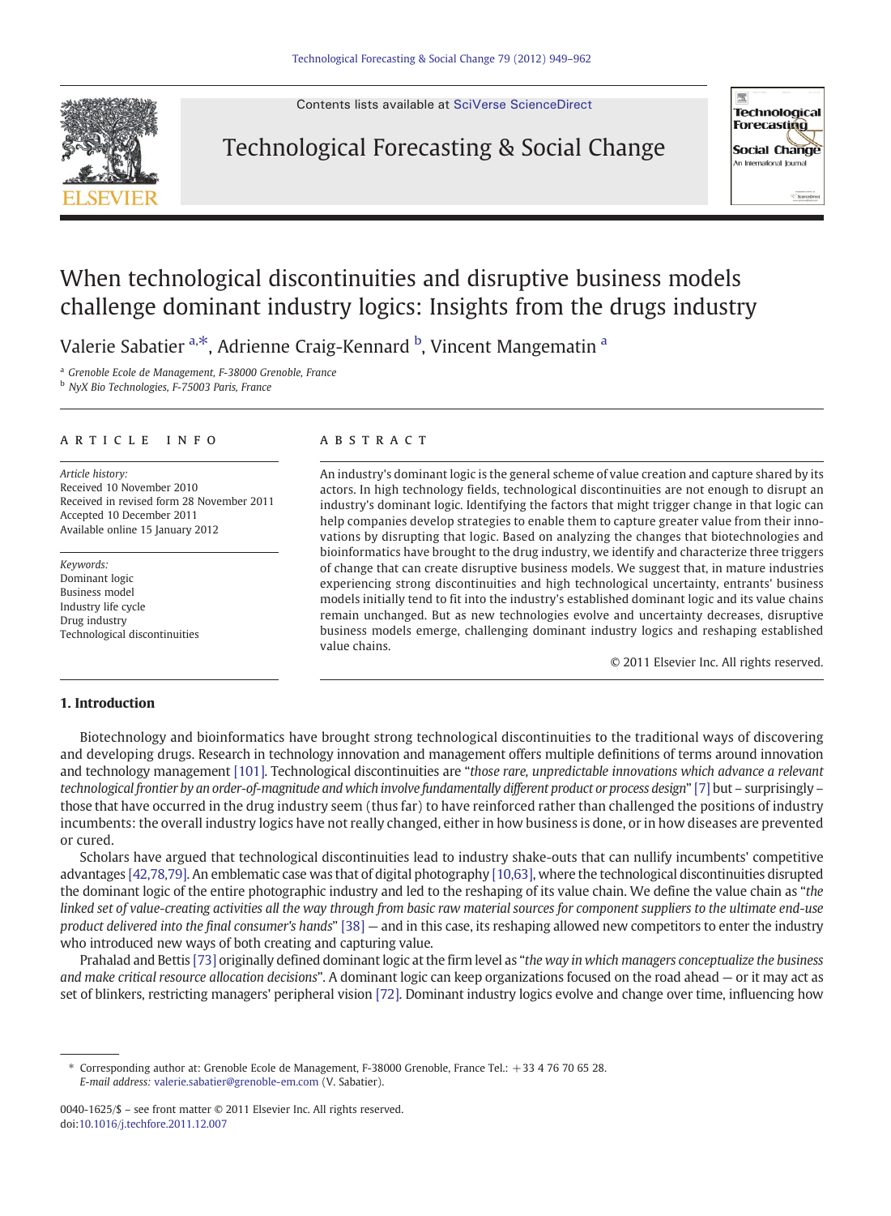# When technological discontinuities and disruptive business models challenge dominant industry logics: Insights from the drugs industry

Valerie Sabatier [a,*], Adrienne Craig-Kennard [b], Vincent Mangematin [a]

[a] Grenoble Ecole de Management, F-38000 Grenoble, France
[b] NyX Bio Technologies, F-75003 Paris, France

## ARTICLE INFO

*Article history:*
Received 10 November 2010
Received in revised form 28 November 2011
Accepted 10 December 2011
Available online 15 January 2012

*Keywords:*
Dominant logic
Business model
Industry life cycle
Drug industry
Technological discontinuities

## ABSTRACT

An industry's dominant logic is the general scheme of value creation and capture shared by its actors. In high technology fields, technological discontinuities are not enough to disrupt an industry's dominant logic. Identifying the factors that might trigger change in that logic can help companies develop strategies to enable them to capture greater value from their innovations by disrupting that logic. Based on analyzing the changes that biotechnologies and bioinformatics have brought to the drug industry, we identify and characterize three triggers of change that can create disruptive business models. We suggest that, in mature industries experiencing strong discontinuities and high technological uncertainty, entrants' business models initially tend to fit into the industry's established dominant logic and its value chains remain unchanged. But as new technologies evolve and uncertainty decreases, disruptive business models emerge, challenging dominant industry logics and reshaping established value chains.

© 2011 Elsevier Inc. All rights reserved.

## 1. Introduction

Biotechnology and bioinformatics have brought strong technological discontinuities to the traditional ways of discovering and developing drugs. Research in technology innovation and management offers multiple definitions of terms around innovation and technology management [101]. Technological discontinuities are "*those rare, unpredictable innovations which advance a relevant technological frontier by an order-of-magnitude and which involve fundamentally different product or process design*" [7] but – surprisingly – those that have occurred in the drug industry seem (thus far) to have reinforced rather than challenged the positions of industry incumbents: the overall industry logics have not really changed, either in how business is done, or in how diseases are prevented or cured.

Scholars have argued that technological discontinuities lead to industry shake-outs that can nullify incumbents' competitive advantages [42,78,79]. An emblematic case was that of digital photography [10,63], where the technological discontinuities disrupted the dominant logic of the entire photographic industry and led to the reshaping of its value chain. We define the value chain as "*the linked set of value-creating activities all the way through from basic raw material sources for component suppliers to the ultimate end-use product delivered into the final consumer's hands*" [38] — and in this case, its reshaping allowed new competitors to enter the industry who introduced new ways of both creating and capturing value.

Prahalad and Bettis [73] originally defined dominant logic at the firm level as "*the way in which managers conceptualize the business and make critical resource allocation decisions*". A dominant logic can keep organizations focused on the road ahead — or it may act as set of blinkers, restricting managers' peripheral vision [72]. Dominant industry logics evolve and change over time, influencing how

* Corresponding author at: Grenoble Ecole de Management, F-38000 Grenoble, France Tel.: +33 4 76 70 65 28.
*E-mail address:* valerie.sabatier@grenoble-em.com (V. Sabatier).

0040-1625/$ – see front matter © 2011 Elsevier Inc. All rights reserved.
doi:10.1016/j.techfore.2011.12.007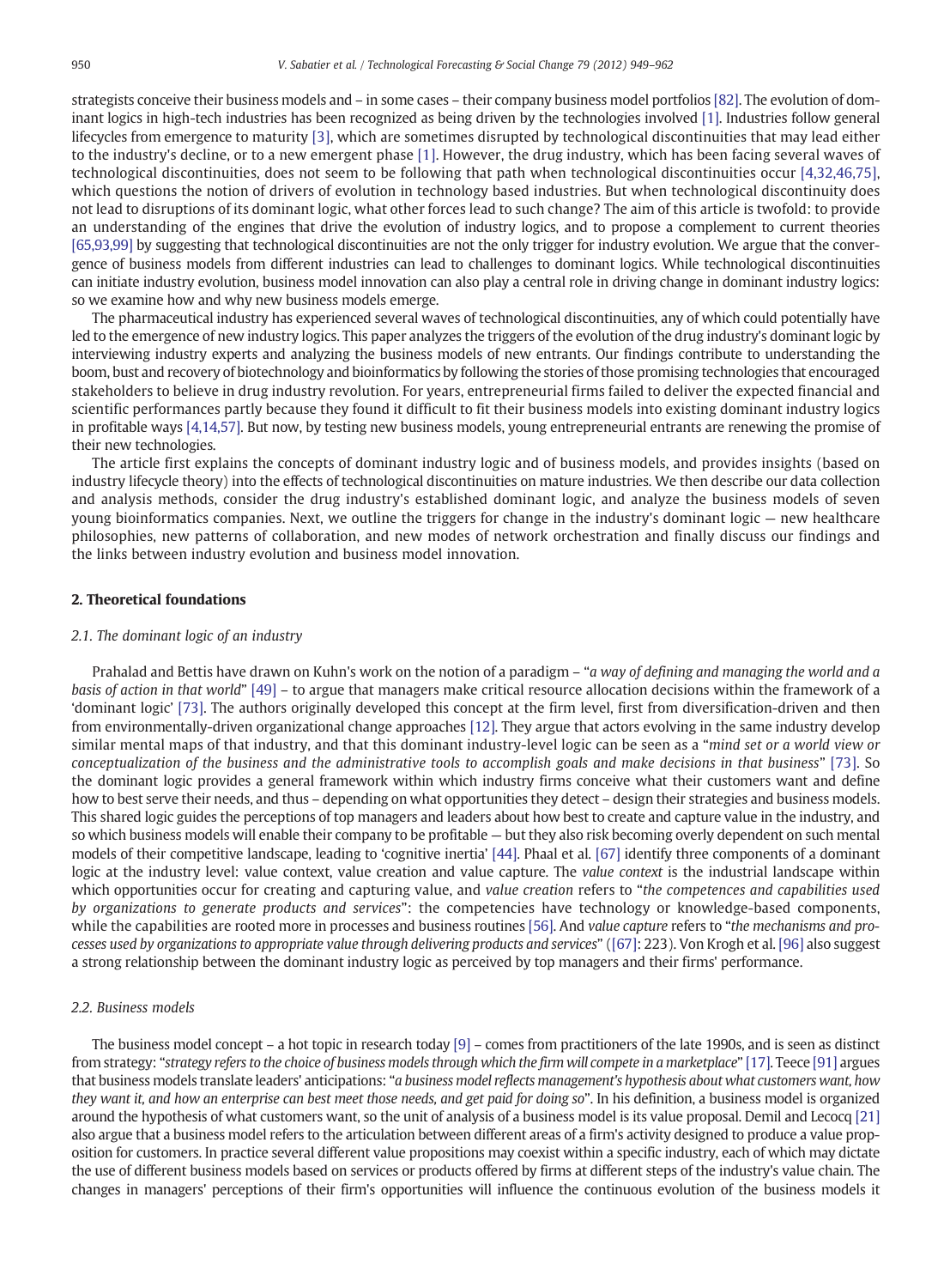strategists conceive their business models and – in some cases – their company business model portfolios [82]. The evolution of dominant logics in high-tech industries has been recognized as being driven by the technologies involved [1]. Industries follow general lifecycles from emergence to maturity [3], which are sometimes disrupted by technological discontinuities that may lead either to the industry's decline, or to a new emergent phase [1]. However, the drug industry, which has been facing several waves of technological discontinuities, does not seem to be following that path when technological discontinuities occur [4,32,46,75], which questions the notion of drivers of evolution in technology based industries. But when technological discontinuity does not lead to disruptions of its dominant logic, what other forces lead to such change? The aim of this article is twofold: to provide an understanding of the engines that drive the evolution of industry logics, and to propose a complement to current theories [65,93,99] by suggesting that technological discontinuities are not the only trigger for industry evolution. We argue that the convergence of business models from different industries can lead to challenges to dominant logics. While technological discontinuities can initiate industry evolution, business model innovation can also play a central role in driving change in dominant industry logics: so we examine how and why new business models emerge.

The pharmaceutical industry has experienced several waves of technological discontinuities, any of which could potentially have led to the emergence of new industry logics. This paper analyzes the triggers of the evolution of the drug industry's dominant logic by interviewing industry experts and analyzing the business models of new entrants. Our findings contribute to understanding the boom, bust and recovery of biotechnology and bioinformatics by following the stories of those promising technologies that encouraged stakeholders to believe in drug industry revolution. For years, entrepreneurial firms failed to deliver the expected financial and scientific performances partly because they found it difficult to fit their business models into existing dominant industry logics in profitable ways [4,14,57]. But now, by testing new business models, young entrepreneurial entrants are renewing the promise of their new technologies.

The article first explains the concepts of dominant industry logic and of business models, and provides insights (based on industry lifecycle theory) into the effects of technological discontinuities on mature industries. We then describe our data collection and analysis methods, consider the drug industry's established dominant logic, and analyze the business models of seven young bioinformatics companies. Next, we outline the triggers for change in the industry's dominant logic — new healthcare philosophies, new patterns of collaboration, and new modes of network orchestration and finally discuss our findings and the links between industry evolution and business model innovation.

## 2. Theoretical foundations

### 2.1. The dominant logic of an industry

Prahalad and Bettis have drawn on Kuhn's work on the notion of a paradigm – "*a way of defining and managing the world and a basis of action in that world*" [49] – to argue that managers make critical resource allocation decisions within the framework of a 'dominant logic' [73]. The authors originally developed this concept at the firm level, first from diversification-driven and then from environmentally-driven organizational change approaches [12]. They argue that actors evolving in the same industry develop similar mental maps of that industry, and that this dominant industry-level logic can be seen as a "*mind set or a world view or conceptualization of the business and the administrative tools to accomplish goals and make decisions in that business*" [73]. So the dominant logic provides a general framework within which industry firms conceive what their customers want and define how to best serve their needs, and thus – depending on what opportunities they detect – design their strategies and business models. This shared logic guides the perceptions of top managers and leaders about how best to create and capture value in the industry, and so which business models will enable their company to be profitable — but they also risk becoming overly dependent on such mental models of their competitive landscape, leading to 'cognitive inertia' [44]. Phaal et al. [67] identify three components of a dominant logic at the industry level: value context, value creation and value capture. The *value context* is the industrial landscape within which opportunities occur for creating and capturing value, and *value creation* refers to "*the competences and capabilities used by organizations to generate products and services*": the competencies have technology or knowledge-based components, while the capabilities are rooted more in processes and business routines [56]. And *value capture* refers to "*the mechanisms and processes used by organizations to appropriate value through delivering products and services*" ([67]: 223). Von Krogh et al. [96] also suggest a strong relationship between the dominant industry logic as perceived by top managers and their firms' performance.

### 2.2. Business models

The business model concept – a hot topic in research today [9] – comes from practitioners of the late 1990s, and is seen as distinct from strategy: "*strategy refers to the choice of business models through which the firm will compete in a marketplace*" [17]. Teece [91] argues that business models translate leaders' anticipations: "*a business model reflects management's hypothesis about what customers want, how they want it, and how an enterprise can best meet those needs, and get paid for doing so*". In his definition, a business model is organized around the hypothesis of what customers want, so the unit of analysis of a business model is its value proposal. Demil and Lecocq [21] also argue that a business model refers to the articulation between different areas of a firm's activity designed to produce a value proposition for customers. In practice several different value propositions may coexist within a specific industry, each of which may dictate the use of different business models based on services or products offered by firms at different steps of the industry's value chain. The changes in managers' perceptions of their firm's opportunities will influence the continuous evolution of the business models it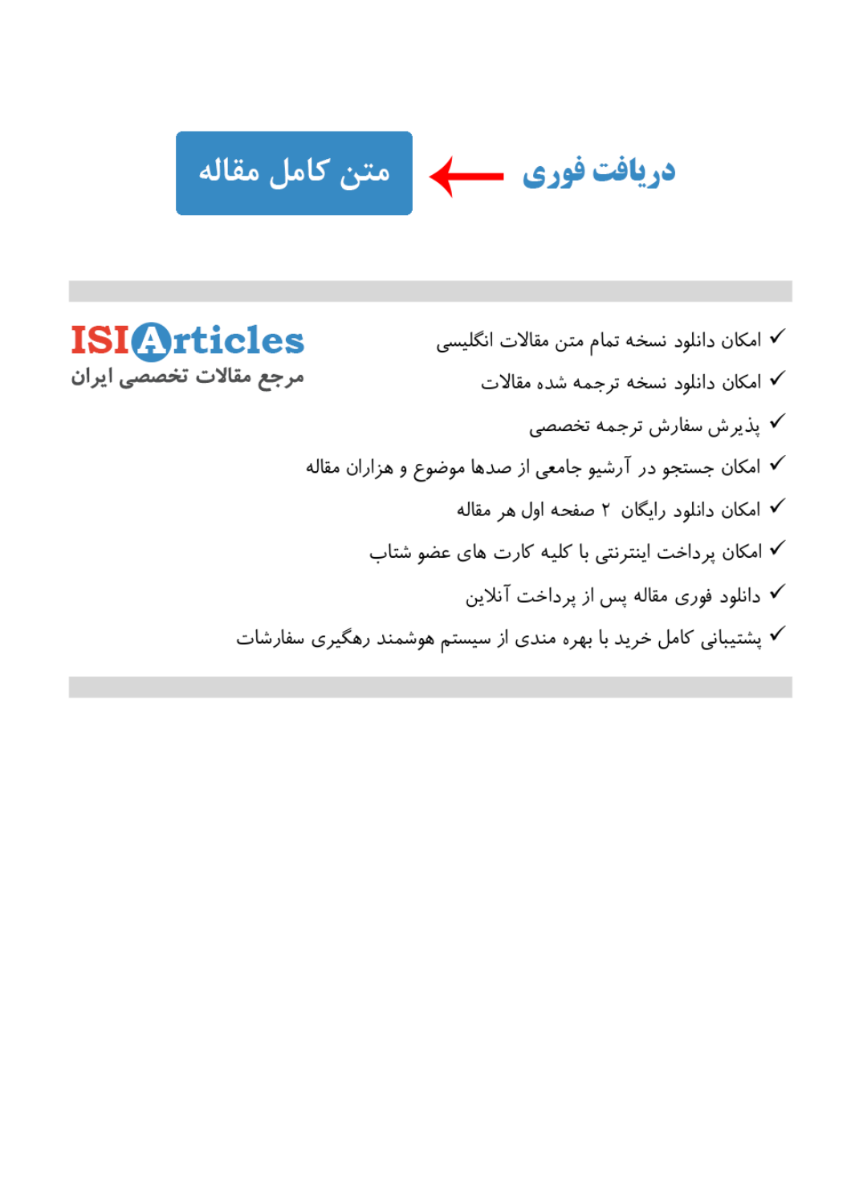دریافت فوری ← **متن کامل مقاله**

**ISIArticles**
مرجع مقالات تخصصی ایران

- ✓ امکان دانلود نسخه تمام متن مقالات انگلیسی
- ✓ امکان دانلود نسخه ترجمه شده مقالات
- ✓ پذیرش سفارش ترجمه تخصصی
- ✓ امکان جستجو در آرشیو جامعی از صدها موضوع و هزاران مقاله
- ✓ امکان دانلود رایگان ۲ صفحه اول هر مقاله
- ✓ امکان پرداخت اینترنتی با کلیه کارت های عضو شتاب
- ✓ دانلود فوری مقاله پس از پرداخت آنلاین
- ✓ پشتیبانی کامل خرید با بهره مندی از سیستم هوشمند رهگیری سفارشات